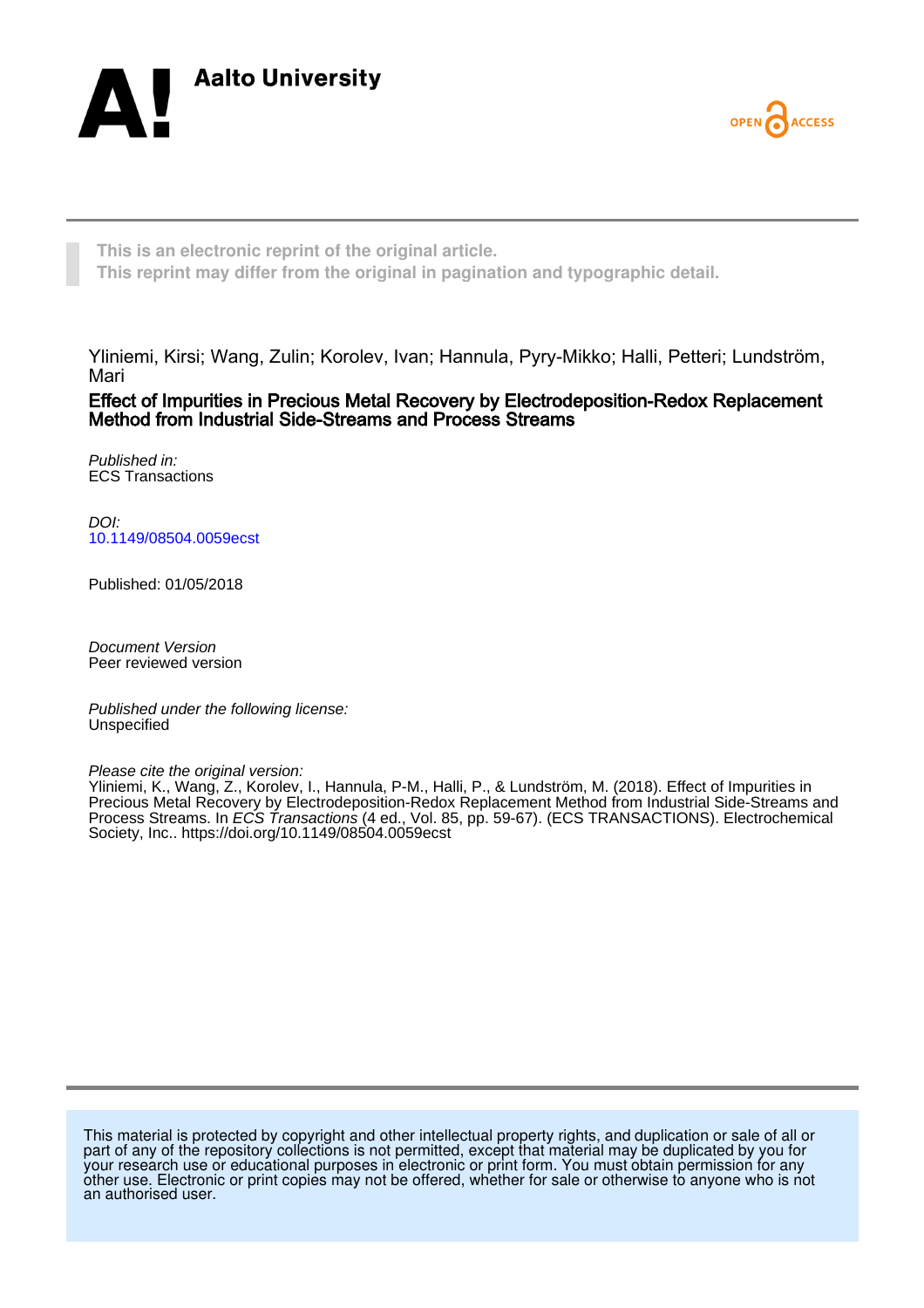Aalto University

OPEN ACCESS

This is an electronic reprint of the original article.
This reprint may differ from the original in pagination and typographic detail.

Yliniemi, Kirsi; Wang, Zulin; Korolev, Ivan; Hannula, Pyry-Mikko; Halli, Petteri; Lundström, Mari

**Effect of Impurities in Precious Metal Recovery by Electrodeposition-Redox Replacement Method from Industrial Side-Streams and Process Streams**

*Published in:*
ECS Transactions

*DOI:*
10.1149/08504.0059ecst

Published: 01/05/2018

*Document Version*
Peer reviewed version

*Published under the following license:*
Unspecified

*Please cite the original version:*
Yliniemi, K., Wang, Z., Korolev, I., Hannula, P-M., Halli, P., & Lundström, M. (2018). Effect of Impurities in Precious Metal Recovery by Electrodeposition-Redox Replacement Method from Industrial Side-Streams and Process Streams. In *ECS Transactions* (4 ed., Vol. 85, pp. 59-67). (ECS TRANSACTIONS). Electrochemical Society, Inc.. https://doi.org/10.1149/08504.0059ecst

This material is protected by copyright and other intellectual property rights, and duplication or sale of all or part of any of the repository collections is not permitted, except that material may be duplicated by you for your research use or educational purposes in electronic or print form. You must obtain permission for any other use. Electronic or print copies may not be offered, whether for sale or otherwise to anyone who is not an authorised user.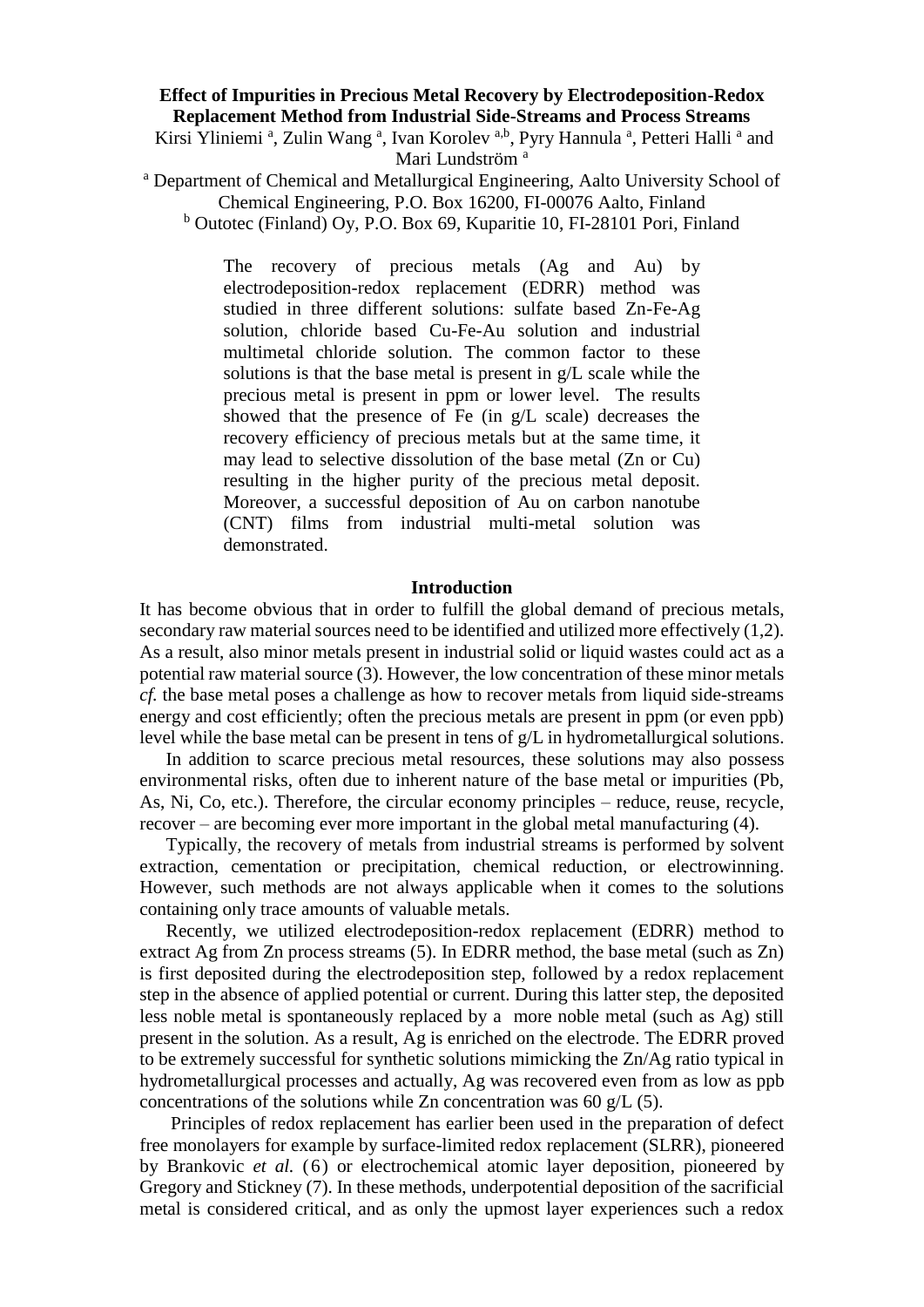# Effect of Impurities in Precious Metal Recovery by Electrodeposition-Redox Replacement Method from Industrial Side-Streams and Process Streams

Kirsi Yliniemi [a], Zulin Wang [a], Ivan Korolev [a,b], Pyry Hannula [a], Petteri Halli [a] and Mari Lundström [a]

[a] Department of Chemical and Metallurgical Engineering, Aalto University School of Chemical Engineering, P.O. Box 16200, FI-00076 Aalto, Finland

[b] Outotec (Finland) Oy, P.O. Box 69, Kuparitie 10, FI-28101 Pori, Finland

The recovery of precious metals (Ag and Au) by electrodeposition-redox replacement (EDRR) method was studied in three different solutions: sulfate based Zn-Fe-Ag solution, chloride based Cu-Fe-Au solution and industrial multimetal chloride solution. The common factor to these solutions is that the base metal is present in g/L scale while the precious metal is present in ppm or lower level. The results showed that the presence of Fe (in g/L scale) decreases the recovery efficiency of precious metals but at the same time, it may lead to selective dissolution of the base metal (Zn or Cu) resulting in the higher purity of the precious metal deposit. Moreover, a successful deposition of Au on carbon nanotube (CNT) films from industrial multi-metal solution was demonstrated.

## Introduction

It has become obvious that in order to fulfill the global demand of precious metals, secondary raw material sources need to be identified and utilized more effectively (1,2). As a result, also minor metals present in industrial solid or liquid wastes could act as a potential raw material source (3). However, the low concentration of these minor metals *cf.* the base metal poses a challenge as how to recover metals from liquid side-streams energy and cost efficiently; often the precious metals are present in ppm (or even ppb) level while the base metal can be present in tens of g/L in hydrometallurgical solutions.

In addition to scarce precious metal resources, these solutions may also possess environmental risks, often due to inherent nature of the base metal or impurities (Pb, As, Ni, Co, etc.). Therefore, the circular economy principles – reduce, reuse, recycle, recover – are becoming ever more important in the global metal manufacturing (4).

Typically, the recovery of metals from industrial streams is performed by solvent extraction, cementation or precipitation, chemical reduction, or electrowinning. However, such methods are not always applicable when it comes to the solutions containing only trace amounts of valuable metals.

Recently, we utilized electrodeposition-redox replacement (EDRR) method to extract Ag from Zn process streams (5). In EDRR method, the base metal (such as Zn) is first deposited during the electrodeposition step, followed by a redox replacement step in the absence of applied potential or current. During this latter step, the deposited less noble metal is spontaneously replaced by a more noble metal (such as Ag) still present in the solution. As a result, Ag is enriched on the electrode. The EDRR proved to be extremely successful for synthetic solutions mimicking the Zn/Ag ratio typical in hydrometallurgical processes and actually, Ag was recovered even from as low as ppb concentrations of the solutions while Zn concentration was 60 g/L (5).

Principles of redox replacement has earlier been used in the preparation of defect free monolayers for example by surface-limited redox replacement (SLRR), pioneered by Brankovic *et al.* (6) or electrochemical atomic layer deposition, pioneered by Gregory and Stickney (7). In these methods, underpotential deposition of the sacrificial metal is considered critical, and as only the upmost layer experiences such a redox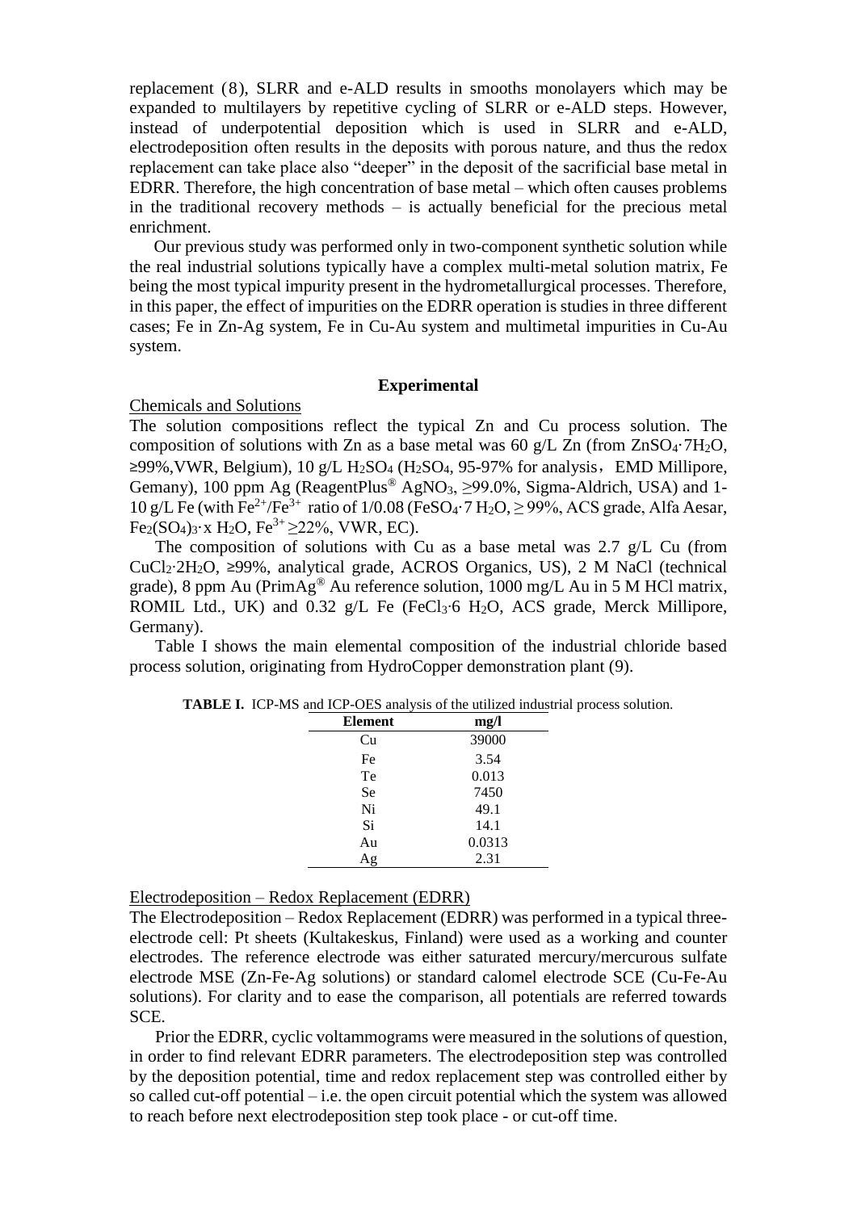replacement (8), SLRR and e-ALD results in smooths monolayers which may be expanded to multilayers by repetitive cycling of SLRR or e-ALD steps. However, instead of underpotential deposition which is used in SLRR and e-ALD, electrodeposition often results in the deposits with porous nature, and thus the redox replacement can take place also "deeper" in the deposit of the sacrificial base metal in EDRR. Therefore, the high concentration of base metal – which often causes problems in the traditional recovery methods – is actually beneficial for the precious metal enrichment.

Our previous study was performed only in two-component synthetic solution while the real industrial solutions typically have a complex multi-metal solution matrix, Fe being the most typical impurity present in the hydrometallurgical processes. Therefore, in this paper, the effect of impurities on the EDRR operation is studies in three different cases; Fe in Zn-Ag system, Fe in Cu-Au system and multimetal impurities in Cu-Au system.

## Experimental

### Chemicals and Solutions

The solution compositions reflect the typical Zn and Cu process solution. The composition of solutions with Zn as a base metal was 60 g/L Zn (from $ZnSO_4 \cdot 7H_2O$, ≥99%,VWR, Belgium), 10 g/L $H_2SO_4$ ($H_2SO_4$, 95-97% for analysis，EMD Millipore, Gemany), 100 ppm Ag (ReagentPlus® $AgNO_3$, ≥99.0%, Sigma-Aldrich, USA) and 1-10 g/L Fe (with $Fe^{2+}/Fe^{3+}$ ratio of 1/0.08 ($FeSO_4 \cdot 7H_2O$, ≥ 99%, ACS grade, Alfa Aesar, $Fe_2(SO_4)_3 \cdot x H_2O$, $Fe^{3+}$ ≥22%, VWR, EC).

The composition of solutions with Cu as a base metal was 2.7 g/L Cu (from $CuCl_2 \cdot 2H_2O$, ≥99%, analytical grade, ACROS Organics, US), 2 M NaCl (technical grade), 8 ppm Au (PrimAg® Au reference solution, 1000 mg/L Au in 5 M HCl matrix, ROMIL Ltd., UK) and 0.32 g/L Fe ($FeCl_3 \cdot 6 H_2O$, ACS grade, Merck Millipore, Germany).

Table I shows the main elemental composition of the industrial chloride based process solution, originating from HydroCopper demonstration plant (9).

**TABLE I.** ICP-MS and ICP-OES analysis of the utilized industrial process solution.

| Element | mg/l |
|---|---|
| Cu | 39000 |
| Fe | 3.54 |
| Te | 0.013 |
| Se | 7450 |
| Ni | 49.1 |
| Si | 14.1 |
| Au | 0.0313 |
| Ag | 2.31 |

### Electrodeposition – Redox Replacement (EDRR)

The Electrodeposition – Redox Replacement (EDRR) was performed in a typical three-electrode cell: Pt sheets (Kultakeskus, Finland) were used as a working and counter electrodes. The reference electrode was either saturated mercury/mercurous sulfate electrode MSE (Zn-Fe-Ag solutions) or standard calomel electrode SCE (Cu-Fe-Au solutions). For clarity and to ease the comparison, all potentials are referred towards SCE.

Prior the EDRR, cyclic voltammograms were measured in the solutions of question, in order to find relevant EDRR parameters. The electrodeposition step was controlled by the deposition potential, time and redox replacement step was controlled either by so called cut-off potential – i.e. the open circuit potential which the system was allowed to reach before next electrodeposition step took place - or cut-off time.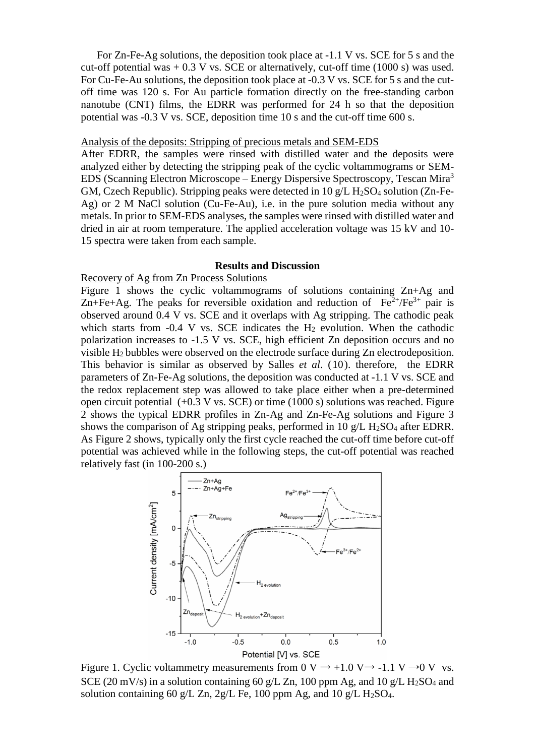For Zn-Fe-Ag solutions, the deposition took place at -1.1 V vs. SCE for 5 s and the cut-off potential was + 0.3 V vs. SCE or alternatively, cut-off time (1000 s) was used. For Cu-Fe-Au solutions, the deposition took place at -0.3 V vs. SCE for 5 s and the cut-off time was 120 s. For Au particle formation directly on the free-standing carbon nanotube (CNT) films, the EDRR was performed for 24 h so that the deposition potential was -0.3 V vs. SCE, deposition time 10 s and the cut-off time 600 s.

Analysis of the deposits: Stripping of precious metals and SEM-EDS

After EDRR, the samples were rinsed with distilled water and the deposits were analyzed either by detecting the stripping peak of the cyclic voltammograms or SEM-EDS (Scanning Electron Microscope – Energy Dispersive Spectroscopy, Tescan Mira[3] GM, Czech Republic). Stripping peaks were detected in 10 g/L $H_2SO_4$ solution (Zn-Fe-Ag) or 2 M NaCl solution (Cu-Fe-Au), i.e. in the pure solution media without any metals. In prior to SEM-EDS analyses, the samples were rinsed with distilled water and dried in air at room temperature. The applied acceleration voltage was 15 kV and 10-15 spectra were taken from each sample.

## Results and Discussion

Recovery of Ag from Zn Process Solutions

Figure 1 shows the cyclic voltammograms of solutions containing Zn+Ag and Zn+Fe+Ag. The peaks for reversible oxidation and reduction of $Fe^{2+}/Fe^{3+}$ pair is observed around 0.4 V vs. SCE and it overlaps with Ag stripping. The cathodic peak which starts from -0.4 V vs. SCE indicates the $H_2$ evolution. When the cathodic polarization increases to -1.5 V vs. SCE, high efficient Zn deposition occurs and no visible $H_2$ bubbles were observed on the electrode surface during Zn electrodeposition. This behavior is similar as observed by Salles *et al*. (10). therefore, the EDRR parameters of Zn-Fe-Ag solutions, the deposition was conducted at -1.1 V vs. SCE and the redox replacement step was allowed to take place either when a pre-determined open circuit potential (+0.3 V vs. SCE) or time (1000 s) solutions was reached. Figure 2 shows the typical EDRR profiles in Zn-Ag and Zn-Fe-Ag solutions and Figure 3 shows the comparison of Ag stripping peaks, performed in 10 g/L $H_2SO_4$ after EDRR. As Figure 2 shows, typically only the first cycle reached the cut-off time before cut-off potential was achieved while in the following steps, the cut-off potential was reached relatively fast (in 100-200 s.)

Figure 1. Cyclic voltammetry measurements from 0 V → +1.0 V→ -1.1 V →0 V vs. SCE (20 mV/s) in a solution containing 60 g/L Zn, 100 ppm Ag, and 10 g/L $H_2SO_4$ and solution containing 60 g/L Zn, 2g/L Fe, 100 ppm Ag, and 10 g/L $H_2SO_4$.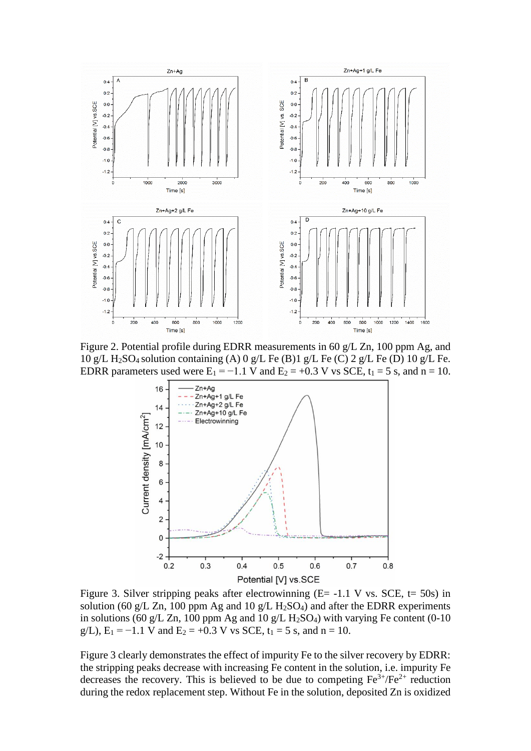Figure 2. Potential profile during EDRR measurements in 60 g/L Zn, 100 ppm Ag, and 10 g/L $H_2SO_4$ solution containing (A) 0 g/L Fe (B)1 g/L Fe (C) 2 g/L Fe (D) 10 g/L Fe. EDRR parameters used were $E_1 = -1.1$ V and $E_2 = +0.3$ V vs SCE, $t_1 = 5$ s, and n = 10.

Figure 3. Silver stripping peaks after electrowinning (E= -1.1 V vs. SCE, t= 50s) in solution (60 g/L Zn, 100 ppm Ag and 10 g/L $H_2SO_4$) and after the EDRR experiments in solutions (60 g/L Zn, 100 ppm Ag and 10 g/L $H_2SO_4$) with varying Fe content (0-10 g/L), $E_1 = -1.1$ V and $E_2 = +0.3$ V vs SCE, $t_1 = 5$ s, and n = 10.

Figure 3 clearly demonstrates the effect of impurity Fe to the silver recovery by EDRR: the stripping peaks decrease with increasing Fe content in the solution, i.e. impurity Fe decreases the recovery. This is believed to be due to competing $Fe^{3+}/Fe^{2+}$ reduction during the redox replacement step. Without Fe in the solution, deposited Zn is oxidized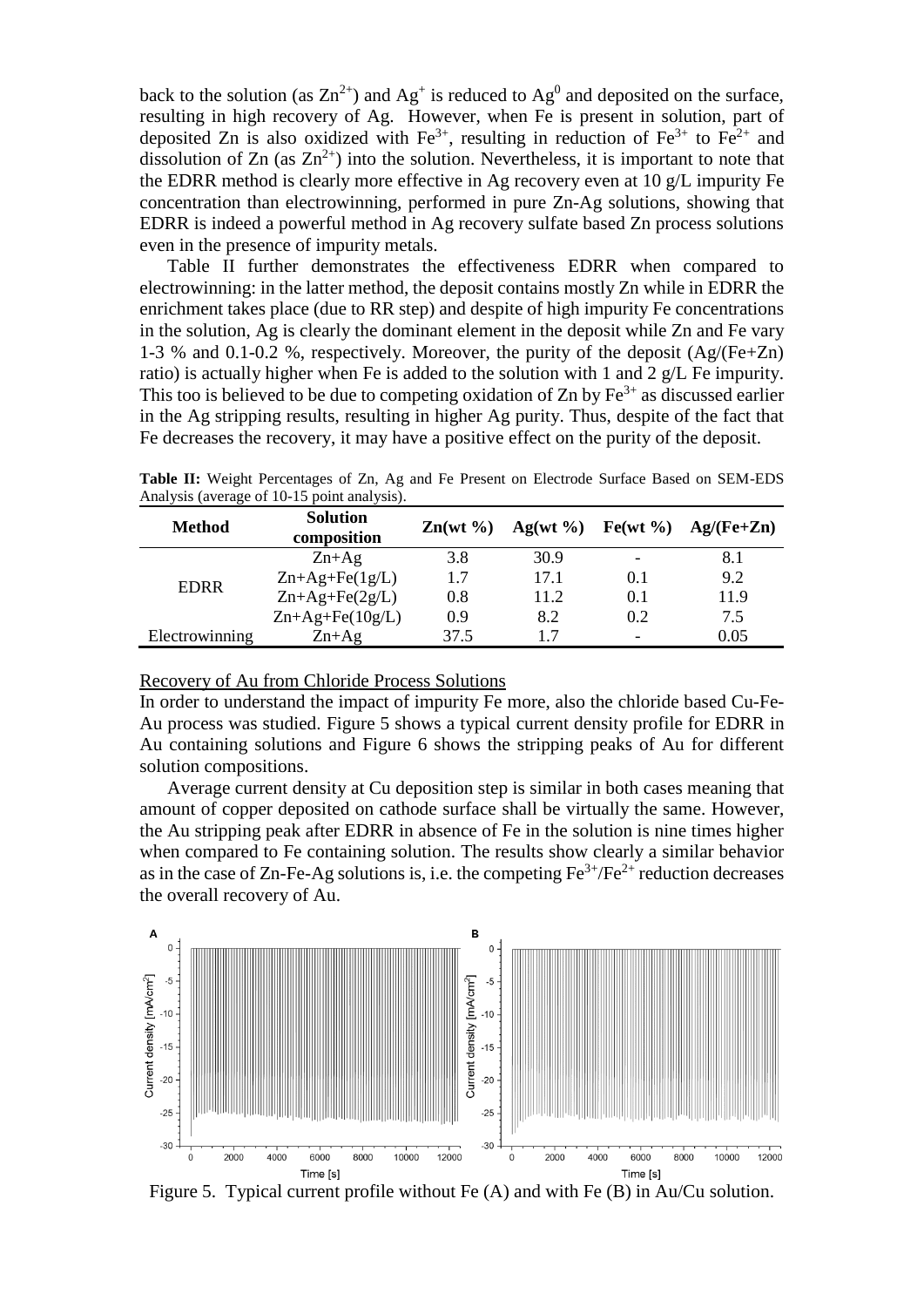back to the solution (as $Zn^{2+}$) and $Ag^{+}$ is reduced to $Ag^{0}$ and deposited on the surface, resulting in high recovery of Ag. However, when Fe is present in solution, part of deposited Zn is also oxidized with $Fe^{3+}$, resulting in reduction of $Fe^{3+}$ to $Fe^{2+}$ and dissolution of Zn (as $Zn^{2+}$) into the solution. Nevertheless, it is important to note that the EDRR method is clearly more effective in Ag recovery even at 10 g/L impurity Fe concentration than electrowinning, performed in pure Zn-Ag solutions, showing that EDRR is indeed a powerful method in Ag recovery sulfate based Zn process solutions even in the presence of impurity metals.

Table II further demonstrates the effectiveness EDRR when compared to electrowinning: in the latter method, the deposit contains mostly Zn while in EDRR the enrichment takes place (due to RR step) and despite of high impurity Fe concentrations in the solution, Ag is clearly the dominant element in the deposit while Zn and Fe vary 1-3 % and 0.1-0.2 %, respectively. Moreover, the purity of the deposit (Ag/(Fe+Zn) ratio) is actually higher when Fe is added to the solution with 1 and 2 g/L Fe impurity. This too is believed to be due to competing oxidation of Zn by $Fe^{3+}$ as discussed earlier in the Ag stripping results, resulting in higher Ag purity. Thus, despite of the fact that Fe decreases the recovery, it may have a positive effect on the purity of the deposit.

**Table II:** Weight Percentages of Zn, Ag and Fe Present on Electrode Surface Based on SEM-EDS Analysis (average of 10-15 point analysis).

| Method | Solution composition | Zn(wt %) | Ag(wt %) | Fe(wt %) | Ag/(Fe+Zn) |
|---|---|---|---|---|---|
| EDRR | Zn+Ag | 3.8 | 30.9 | - | 8.1 |
| | Zn+Ag+Fe(1g/L) | 1.7 | 17.1 | 0.1 | 9.2 |
| | Zn+Ag+Fe(2g/L) | 0.8 | 11.2 | 0.1 | 11.9 |
| | Zn+Ag+Fe(10g/L) | 0.9 | 8.2 | 0.2 | 7.5 |
| Electrowinning | Zn+Ag | 37.5 | 1.7 | - | 0.05 |

## Recovery of Au from Chloride Process Solutions

In order to understand the impact of impurity Fe more, also the chloride based Cu-Fe-Au process was studied. Figure 5 shows a typical current density profile for EDRR in Au containing solutions and Figure 6 shows the stripping peaks of Au for different solution compositions.

Average current density at Cu deposition step is similar in both cases meaning that amount of copper deposited on cathode surface shall be virtually the same. However, the Au stripping peak after EDRR in absence of Fe in the solution is nine times higher when compared to Fe containing solution. The results show clearly a similar behavior as in the case of Zn-Fe-Ag solutions is, i.e. the competing $Fe^{3+}/Fe^{2+}$ reduction decreases the overall recovery of Au.

Figure 5. Typical current profile without Fe (A) and with Fe (B) in Au/Cu solution.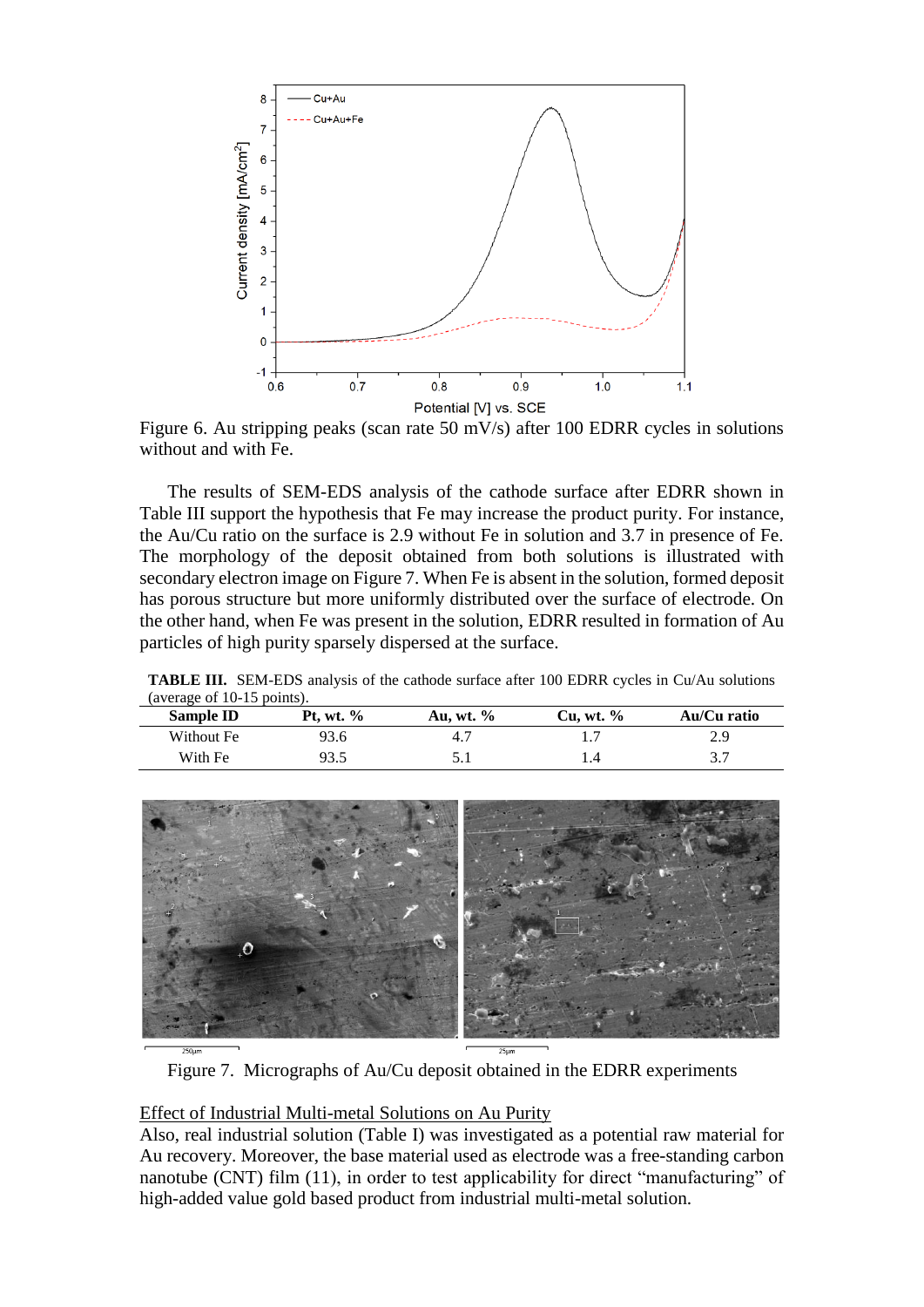Figure 6. Au stripping peaks (scan rate 50 mV/s) after 100 EDRR cycles in solutions without and with Fe.

The results of SEM-EDS analysis of the cathode surface after EDRR shown in Table III support the hypothesis that Fe may increase the product purity. For instance, the Au/Cu ratio on the surface is 2.9 without Fe in solution and 3.7 in presence of Fe. The morphology of the deposit obtained from both solutions is illustrated with secondary electron image on Figure 7. When Fe is absent in the solution, formed deposit has porous structure but more uniformly distributed over the surface of electrode. On the other hand, when Fe was present in the solution, EDRR resulted in formation of Au particles of high purity sparsely dispersed at the surface.

**TABLE III.** SEM-EDS analysis of the cathode surface after 100 EDRR cycles in Cu/Au solutions (average of 10-15 points).

| Sample ID | Pt, wt. % | Au, wt. % | Cu, wt. % | Au/Cu ratio |
|---|---|---|---|---|
| Without Fe | 93.6 | 4.7 | 1.7 | 2.9 |
| With Fe | 93.5 | 5.1 | 1.4 | 3.7 |

Figure 7. Micrographs of Au/Cu deposit obtained in the EDRR experiments

Effect of Industrial Multi-metal Solutions on Au Purity

Also, real industrial solution (Table I) was investigated as a potential raw material for Au recovery. Moreover, the base material used as electrode was a free-standing carbon nanotube (CNT) film (11), in order to test applicability for direct "manufacturing" of high-added value gold based product from industrial multi-metal solution.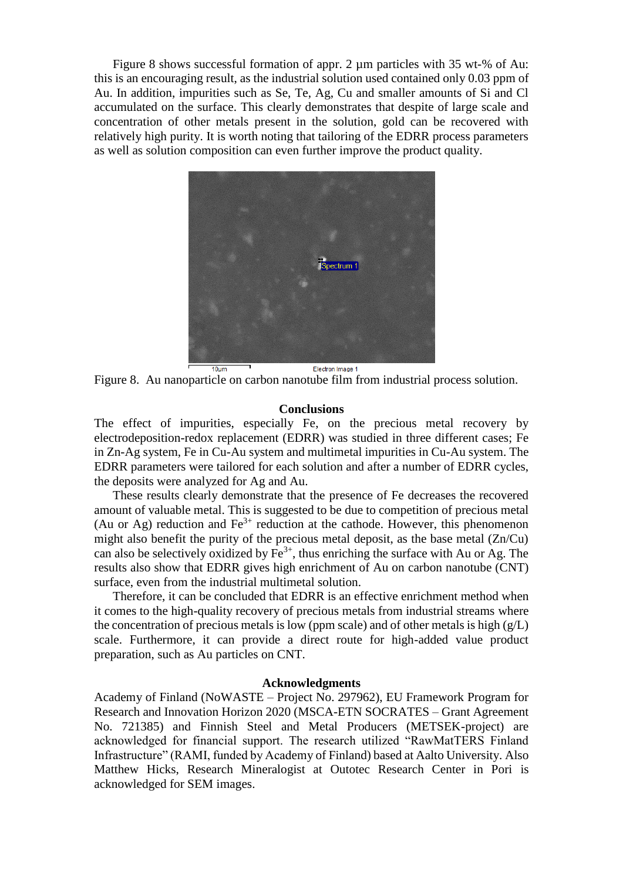Figure 8 shows successful formation of appr. 2 µm particles with 35 wt-% of Au: this is an encouraging result, as the industrial solution used contained only 0.03 ppm of Au. In addition, impurities such as Se, Te, Ag, Cu and smaller amounts of Si and Cl accumulated on the surface. This clearly demonstrates that despite of large scale and concentration of other metals present in the solution, gold can be recovered with relatively high purity. It is worth noting that tailoring of the EDRR process parameters as well as solution composition can even further improve the product quality.

Figure 8. Au nanoparticle on carbon nanotube film from industrial process solution.

## Conclusions

The effect of impurities, especially Fe, on the precious metal recovery by electrodeposition-redox replacement (EDRR) was studied in three different cases; Fe in Zn-Ag system, Fe in Cu-Au system and multimetal impurities in Cu-Au system. The EDRR parameters were tailored for each solution and after a number of EDRR cycles, the deposits were analyzed for Ag and Au.

These results clearly demonstrate that the presence of Fe decreases the recovered amount of valuable metal. This is suggested to be due to competition of precious metal (Au or Ag) reduction and $Fe^{3+}$ reduction at the cathode. However, this phenomenon might also benefit the purity of the precious metal deposit, as the base metal (Zn/Cu) can also be selectively oxidized by $Fe^{3+}$, thus enriching the surface with Au or Ag. The results also show that EDRR gives high enrichment of Au on carbon nanotube (CNT) surface, even from the industrial multimetal solution.

Therefore, it can be concluded that EDRR is an effective enrichment method when it comes to the high-quality recovery of precious metals from industrial streams where the concentration of precious metals is low (ppm scale) and of other metals is high (g/L) scale. Furthermore, it can provide a direct route for high-added value product preparation, such as Au particles on CNT.

## Acknowledgments

Academy of Finland (NoWASTE – Project No. 297962), EU Framework Program for Research and Innovation Horizon 2020 (MSCA-ETN SOCRATES – Grant Agreement No. 721385) and Finnish Steel and Metal Producers (METSEK-project) are acknowledged for financial support. The research utilized "RawMatTERS Finland Infrastructure" (RAMI, funded by Academy of Finland) based at Aalto University. Also Matthew Hicks, Research Mineralogist at Outotec Research Center in Pori is acknowledged for SEM images.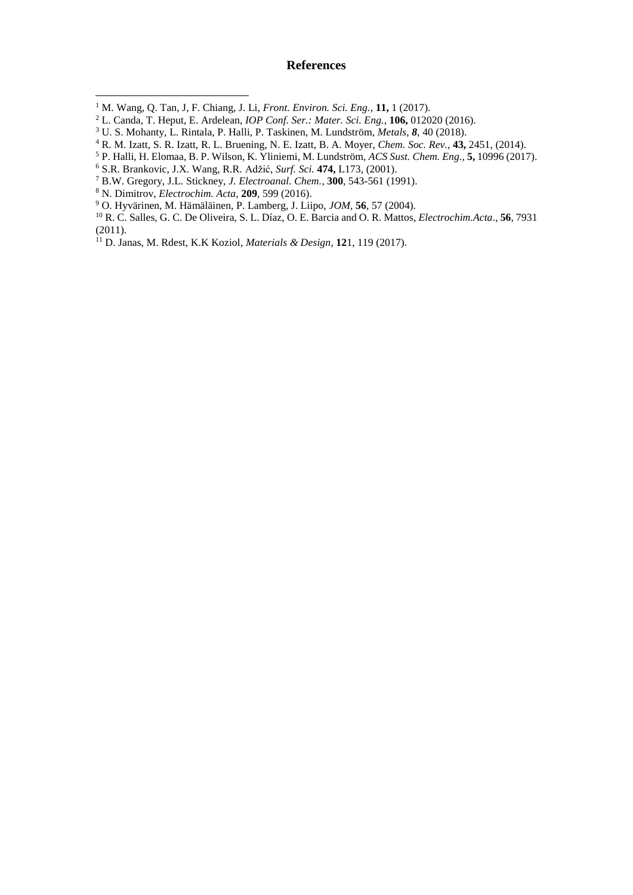**References**

[1] M. Wang, Q. Tan, J, F. Chiang, J. Li, *Front. Environ. Sci. Eng.,* **11,** 1 (2017).

[2] L. Canda, T. Heput, E. Ardelean, *IOP Conf. Ser.: Mater. Sci. Eng.,* **106,** 012020 (2016).

[3] U. S. Mohanty, L. Rintala, P. Halli, P. Taskinen, M. Lundström, *Metals*, ***8***, 40 (2018).

[4] R. M. Izatt, S. R. Izatt, R. L. Bruening, N. E. Izatt, B. A. Moyer, *Chem. Soc. Rev.*, **43,** 2451, (2014).

[5] P. Halli, H. Elomaa, B. P. Wilson, K. Yliniemi, M. Lundström, *ACS Sust. Chem. Eng.,* **5,** 10996 (2017).

[6] S.R. Brankovic, J.X. Wang, R.R. Adžić, *Surf. Sci.* **474,** L173, (2001).

[7] B.W. Gregory, J.L. Stickney, *J. Electroanal. Chem.*, **300**, 543-561 (1991).

[8] N. Dimitrov, *Electrochim. Acta*, **209**, 599 (2016).

[9] O. Hyvärinen, M. Hämäläinen, P. Lamberg, J. Liipo, *JOM*, **56**, 57 (2004).

[10] R. C. Salles, G. C. De Oliveira, S. L. Díaz, O. E. Barcia and O. R. Mattos, *Electrochim.Acta*., **56**, 7931 (2011).

[11] D. Janas, M. Rdest, K.K Koziol, *Materials & Design*, **12**1, 119 (2017).